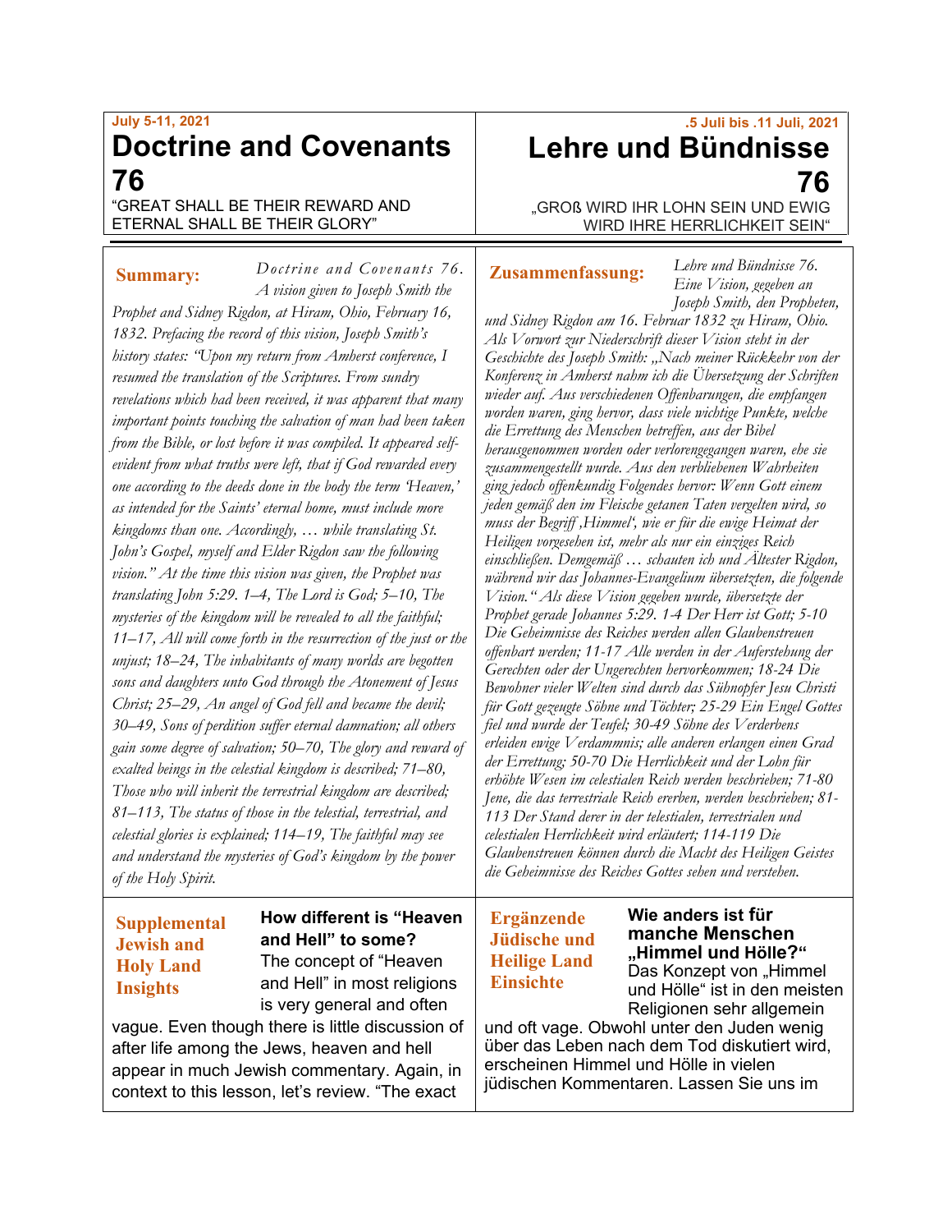July 5-11, 2021

# Doctrine and Covenants 76

"GREAT SHALL BE THEIR REWARD AND ETERNAL SHALL BE THEIR GLORY"

**Summary:** *Doctrine and Covenants 76. A vision given to Joseph Smith the Prophet and Sidney Rigdon, at Hiram, Ohio, February 16, 1832. Prefacing the record of this vision, Joseph Smith's history states: "Upon my return from Amherst conference, I resumed the translation of the Scriptures. From sundry revelations which had been received, it was apparent that many important points touching the salvation of man had been taken from the Bible, or lost before it was compiled. It appeared self-evident from what truths were left, that if God rewarded every one according to the deeds done in the body the term 'Heaven,' as intended for the Saints' eternal home, must include more kingdoms than one. Accordingly, … while translating St. John's Gospel, myself and Elder Rigdon saw the following vision." At the time this vision was given, the Prophet was translating John 5:29. 1–4, The Lord is God; 5–10, The mysteries of the kingdom will be revealed to all the faithful; 11–17, All will come forth in the resurrection of the just or the unjust; 18–24, The inhabitants of many worlds are begotten sons and daughters unto God through the Atonement of Jesus Christ; 25–29, An angel of God fell and became the devil; 30–49, Sons of perdition suffer eternal damnation; all others gain some degree of salvation; 50–70, The glory and reward of exalted beings in the celestial kingdom is described; 71–80, Those who will inherit the terrestrial kingdom are described; 81–113, The status of those in the telestial, terrestrial, and celestial glories is explained; 114–19, The faithful may see and understand the mysteries of God's kingdom by the power of the Holy Spirit.*

**Supplemental Jewish and Holy Land Insights**

**How different is "Heaven and Hell" to some?** The concept of "Heaven and Hell" in most religions is very general and often vague. Even though there is little discussion of after life among the Jews, heaven and hell appear in much Jewish commentary. Again, in context to this lesson, let's review. "The exact

.5 Juli bis .11 Juli, 2021

# Lehre und Bündnisse 76

„GROß WIRD IHR LOHN SEIN UND EWIG WIRD IHRE HERRLICHKEIT SEIN"

**Zusammenfassung:** *Lehre und Bündnisse 76. Eine Vision, gegeben an Joseph Smith, den Propheten, und Sidney Rigdon am 16. Februar 1832 zu Hiram, Ohio. Als Vorwort zur Niederschrift dieser Vision steht in der Geschichte des Joseph Smith: „Nach meiner Rückkehr von der Konferenz in Amherst nahm ich die Übersetzung der Schriften wieder auf. Aus verschiedenen Offenbarungen, die empfangen worden waren, ging hervor, dass viele wichtige Punkte, welche die Errettung des Menschen betreffen, aus der Bibel herausgenommen worden oder verlorengegangen waren, ehe sie zusammengestellt wurde. Aus den verbliebenen Wahrheiten ging jedoch offenkundig Folgendes hervor: Wenn Gott einem jeden gemäß den im Fleische getanen Taten vergelten wird, so muss der Begriff ‚Himmel', wie er für die ewige Heimat der Heiligen vorgesehen ist, mehr als nur ein einziges Reich einschließen. Demgemäß … schauten ich und Ältester Rigdon, während wir das Johannes-Evangelium übersetzten, die folgende Vision." Als diese Vision gegeben wurde, übersetzte der Prophet gerade Johannes 5:29. 1-4 Der Herr ist Gott; 5-10 Die Geheimnisse des Reiches werden allen Glaubenstreuen offenbart werden; 11-17 Alle werden in der Auferstehung der Gerechten oder der Ungerechten hervorkommen; 18-24 Die Bewohner vieler Welten sind durch das Sühnopfer Jesu Christi für Gott gezeugte Söhne und Töchter; 25-29 Ein Engel Gottes fiel und wurde der Teufel; 30-49 Söhne des Verderbens erleiden ewige Verdammnis; alle anderen erlangen einen Grad der Errettung; 50-70 Die Herrlichkeit und der Lohn für erhöhte Wesen im celestialen Reich werden beschrieben; 71-80 Jene, die das terrestriale Reich ererben, werden beschrieben; 81-113 Der Stand derer in der telestialen, terrestrialen und celestialen Herrlichkeit wird erläutert; 114-119 Die Glaubenstreuen können durch die Macht des Heiligen Geistes die Geheimnisse des Reiches Gottes sehen und verstehen.*

**Ergänzende Jüdische und Heilige Land Einsichte**

**Wie anders ist für manche Menschen „Himmel und Hölle?"** Das Konzept von „Himmel und Hölle" ist in den meisten Religionen sehr allgemein und oft vage. Obwohl unter den Juden wenig über das Leben nach dem Tod diskutiert wird, erscheinen Himmel und Hölle in vielen jüdischen Kommentaren. Lassen Sie uns im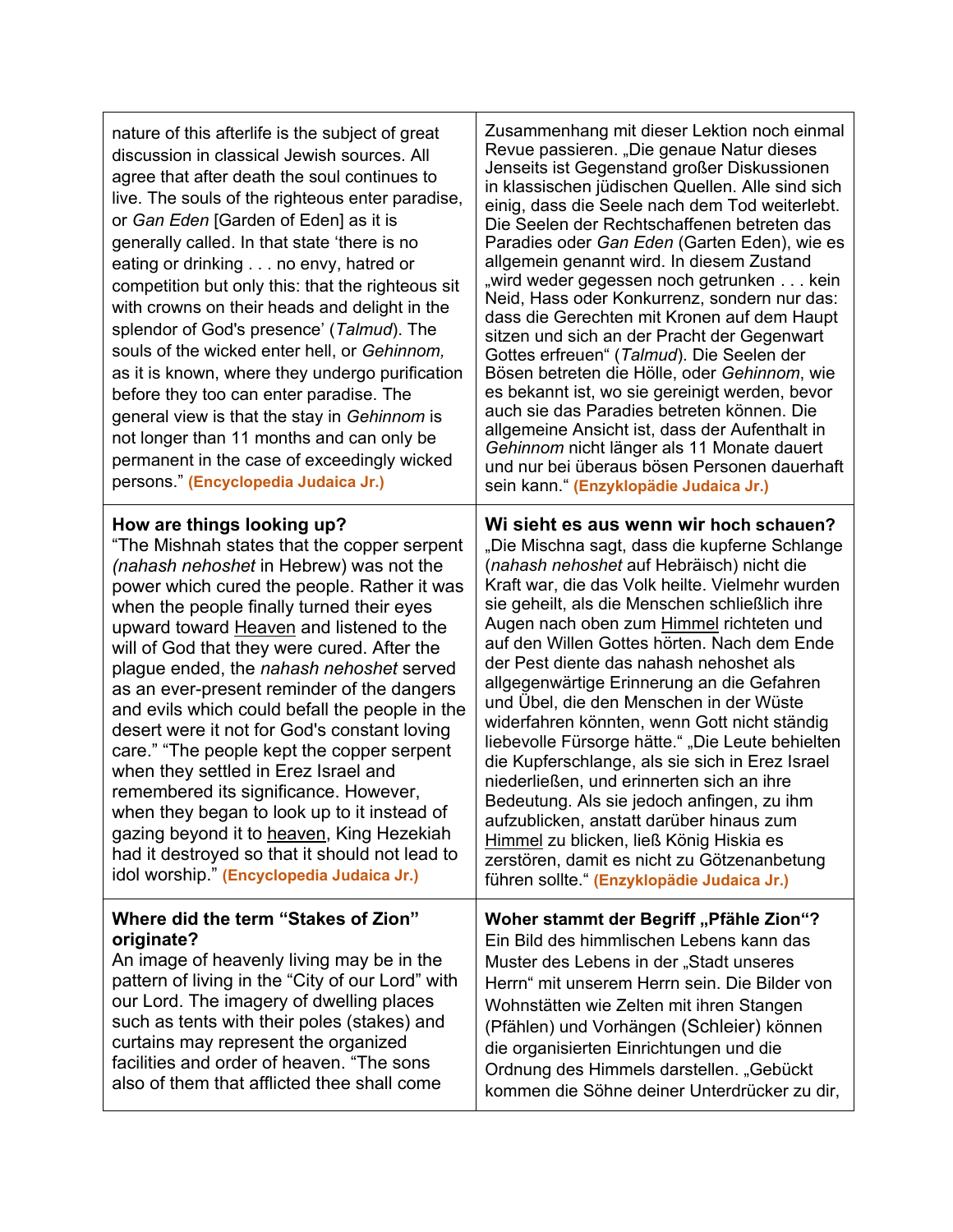| | |
|---|---|
| nature of this afterlife is the subject of great discussion in classical Jewish sources. All agree that after death the soul continues to live. The souls of the righteous enter paradise, or *Gan Eden* [Garden of Eden] as it is generally called. In that state 'there is no eating or drinking . . . no envy, hatred or competition but only this: that the righteous sit with crowns on their heads and delight in the splendor of God's presence' (*Talmud*). The souls of the wicked enter hell, or *Gehinnom,* as it is known, where they undergo purification before they too can enter paradise. The general view is that the stay in *Gehinnom* is not longer than 11 months and can only be permanent in the case of exceedingly wicked persons." **(Encyclopedia Judaica Jr.)** | Zusammenhang mit dieser Lektion noch einmal Revue passieren. „Die genaue Natur dieses Jenseits ist Gegenstand großer Diskussionen in klassischen jüdischen Quellen. Alle sind sich einig, dass die Seele nach dem Tod weiterlebt. Die Seelen der Rechtschaffenen betreten das Paradies oder *Gan Eden* (Garten Eden), wie es allgemein genannt wird. In diesem Zustand „wird weder gegessen noch getrunken . . . kein Neid, Hass oder Konkurrenz, sondern nur das: dass die Gerechten mit Kronen auf dem Haupt sitzen und sich an der Pracht der Gegenwart Gottes erfreuen" (*Talmud*). Die Seelen der Bösen betreten die Hölle, oder *Gehinnom*, wie es bekannt ist, wo sie gereinigt werden, bevor auch sie das Paradies betreten können. Die allgemeine Ansicht ist, dass der Aufenthalt in *Gehinnom* nicht länger als 11 Monate dauert und nur bei überaus bösen Personen dauerhaft sein kann." **(Enzyklopädie Judaica Jr.)** |
| **How are things looking up?** "The Mishnah states that the copper serpent *(nahash nehoshet* in Hebrew) was not the power which cured the people. Rather it was when the people finally turned their eyes upward toward Heaven and listened to the will of God that they were cured. After the plague ended, the *nahash nehoshet* served as an ever-present reminder of the dangers and evils which could befall the people in the desert were it not for God's constant loving care." "The people kept the copper serpent when they settled in Erez Israel and remembered its significance. However, when they began to look up to it instead of gazing beyond it to heaven, King Hezekiah had it destroyed so that it should not lead to idol worship." **(Encyclopedia Judaica Jr.)** | **Wi sieht es aus wenn wir hoch schauen?** „Die Mischna sagt, dass die kupferne Schlange (*nahash nehoshet* auf Hebräisch) nicht die Kraft war, die das Volk heilte. Vielmehr wurden sie geheilt, als die Menschen schließlich ihre Augen nach oben zum Himmel richteten und auf den Willen Gottes hörten. Nach dem Ende der Pest diente das nahash nehoshet als allgegenwärtige Erinnerung an die Gefahren und Übel, die den Menschen in der Wüste widerfahren könnten, wenn Gott nicht ständig liebevolle Fürsorge hätte." „Die Leute behielten die Kupferschlange, als sie sich in Erez Israel niederließen, und erinnerten sich an ihre Bedeutung. Als sie jedoch anfingen, zu ihm aufzublicken, anstatt darüber hinaus zum Himmel zu blicken, ließ König Hiskia es zerstören, damit es nicht zu Götzenanbetung führen sollte." **(Enzyklopädie Judaica Jr.)** |
| **Where did the term "Stakes of Zion" originate?** An image of heavenly living may be in the pattern of living in the "City of our Lord" with our Lord. The imagery of dwelling places such as tents with their poles (stakes) and curtains may represent the organized facilities and order of heaven. "The sons also of them that afflicted thee shall come | **Woher stammt der Begriff „Pfähle Zion"?** Ein Bild des himmlischen Lebens kann das Muster des Lebens in der „Stadt unseres Herrn" mit unserem Herrn sein. Die Bilder von Wohnstätten wie Zelten mit ihren Stangen (Pfählen) und Vorhängen (Schleier) können die organisierten Einrichtungen und die Ordnung des Himmels darstellen. „Gebückt kommen die Söhne deiner Unterdrücker zu dir, |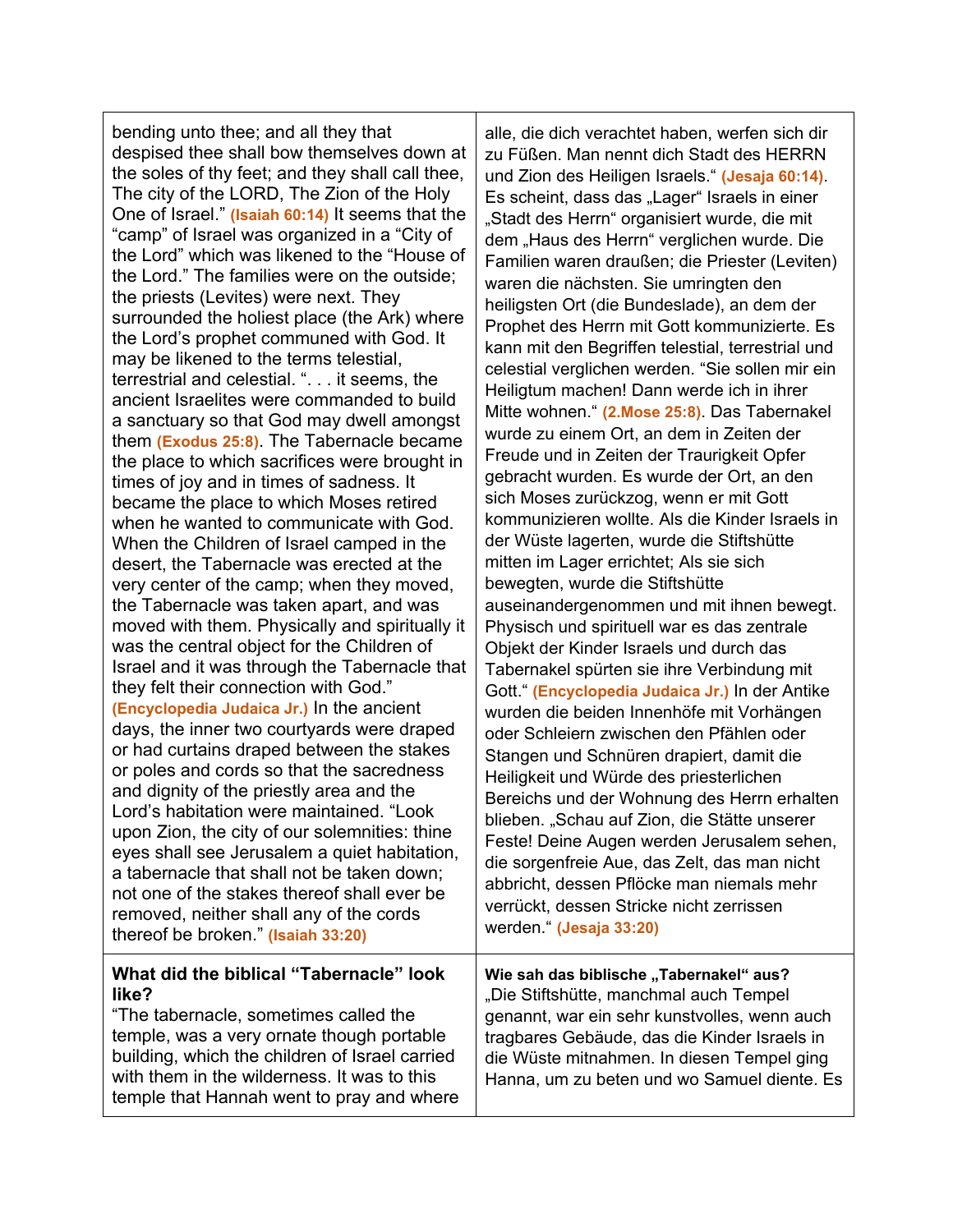| | |
|---|---|
| bending unto thee; and all they that despised thee shall bow themselves down at the soles of thy feet; and they shall call thee, The city of the LORD, The Zion of the Holy One of Israel." **(Isaiah 60:14)** It seems that the "camp" of Israel was organized in a "City of the Lord" which was likened to the "House of the Lord." The families were on the outside; the priests (Levites) were next. They surrounded the holiest place (the Ark) where the Lord's prophet communed with God. It may be likened to the terms telestial, terrestrial and celestial. ". . . it seems, the ancient Israelites were commanded to build a sanctuary so that God may dwell amongst them **(Exodus 25:8)**. The Tabernacle became the place to which sacrifices were brought in times of joy and in times of sadness. It became the place to which Moses retired when he wanted to communicate with God. When the Children of Israel camped in the desert, the Tabernacle was erected at the very center of the camp; when they moved, the Tabernacle was taken apart, and was moved with them. Physically and spiritually it was the central object for the Children of Israel and it was through the Tabernacle that they felt their connection with God." **(Encyclopedia Judaica Jr.)** In the ancient days, the inner two courtyards were draped or had curtains draped between the stakes or poles and cords so that the sacredness and dignity of the priestly area and the Lord's habitation were maintained. "Look upon Zion, the city of our solemnities: thine eyes shall see Jerusalem a quiet habitation, a tabernacle that shall not be taken down; not one of the stakes thereof shall ever be removed, neither shall any of the cords thereof be broken." **(Isaiah 33:20)** | alle, die dich verachtet haben, werfen sich dir zu Füßen. Man nennt dich Stadt des HERRN und Zion des Heiligen Israels." **(Jesaja 60:14)**. Es scheint, dass das „Lager" Israels in einer „Stadt des Herrn" organisiert wurde, die mit dem „Haus des Herrn" verglichen wurde. Die Familien waren draußen; die Priester (Leviten) waren die nächsten. Sie umringten den heiligsten Ort (die Bundeslade), an dem der Prophet des Herrn mit Gott kommunizierte. Es kann mit den Begriffen telestial, terrestrial und celestial verglichen werden. "Sie sollen mir ein Heiligtum machen! Dann werde ich in ihrer Mitte wohnen." **(2.Mose 25:8)**. Das Tabernakel wurde zu einem Ort, an dem in Zeiten der Freude und in Zeiten der Traurigkeit Opfer gebracht wurden. Es wurde der Ort, an den sich Moses zurückzog, wenn er mit Gott kommunizieren wollte. Als die Kinder Israels in der Wüste lagerten, wurde die Stiftshütte mitten im Lager errichtet; Als sie sich bewegten, wurde die Stiftshütte auseinandergenommen und mit ihnen bewegt. Physisch und spirituell war es das zentrale Objekt der Kinder Israels und durch das Tabernakel spürten sie ihre Verbindung mit Gott." **(Encyclopedia Judaica Jr.)** In der Antike wurden die beiden Innenhöfe mit Vorhängen oder Schleiern zwischen den Pfählen oder Stangen und Schnüren drapiert, damit die Heiligkeit und Würde des priesterlichen Bereichs und der Wohnung des Herrn erhalten blieben. „Schau auf Zion, die Stätte unserer Feste! Deine Augen werden Jerusalem sehen, die sorgenfreie Aue, das Zelt, das man nicht abbricht, dessen Pflöcke man niemals mehr verrückt, dessen Stricke nicht zerrissen werden." **(Jesaja 33:20)** |
| **What did the biblical "Tabernacle" look like?**<br>"The tabernacle, sometimes called the temple, was a very ornate though portable building, which the children of Israel carried with them in the wilderness. It was to this temple that Hannah went to pray and where | **Wie sah das biblische „Tabernakel" aus?**<br>„Die Stiftshütte, manchmal auch Tempel genannt, war ein sehr kunstvolles, wenn auch tragbares Gebäude, das die Kinder Israels in die Wüste mitnahmen. In diesen Tempel ging Hanna, um zu beten und wo Samuel diente. Es |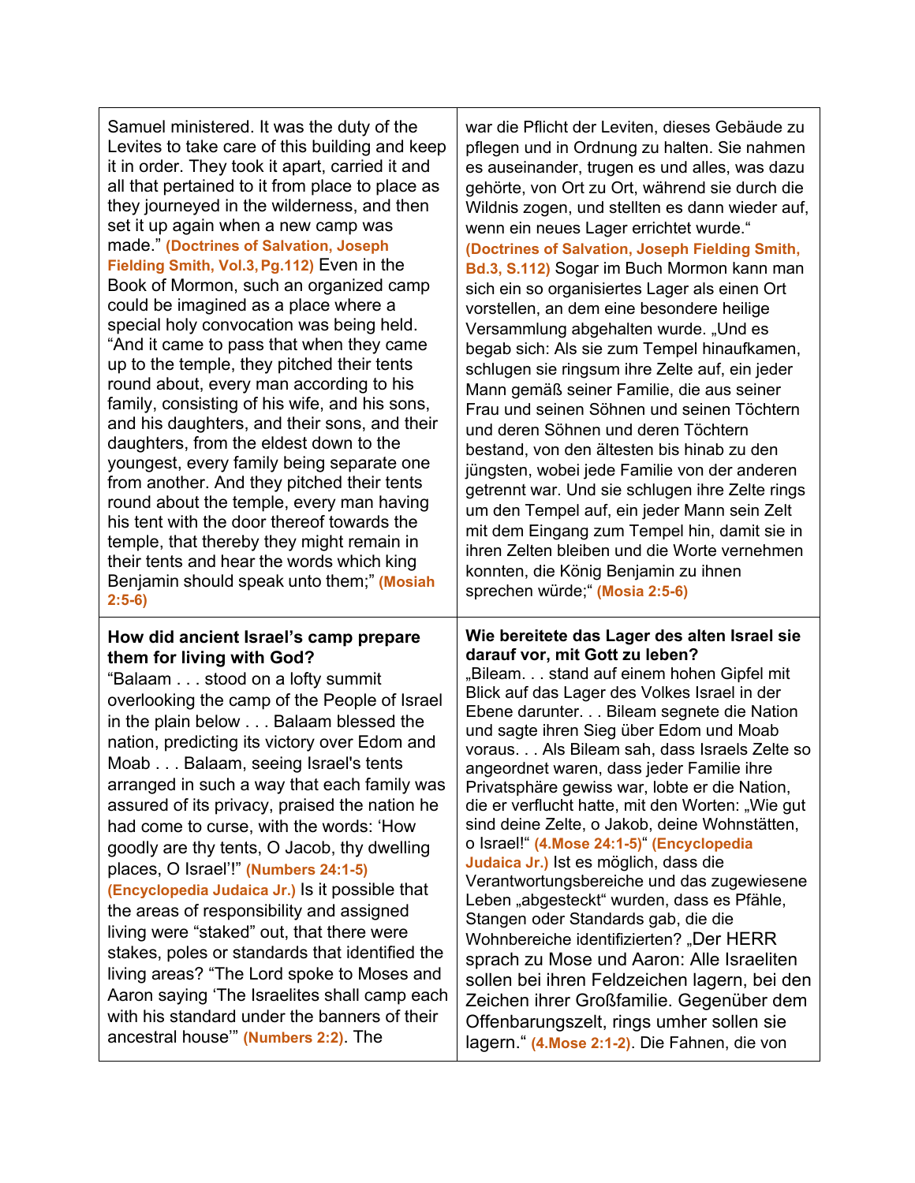| | |
|---|---|
| Samuel ministered. It was the duty of the Levites to take care of this building and keep it in order. They took it apart, carried it and all that pertained to it from place to place as they journeyed in the wilderness, and then set it up again when a new camp was made." **(Doctrines of Salvation, Joseph Fielding Smith, Vol.3, Pg.112)** Even in the Book of Mormon, such an organized camp could be imagined as a place where a special holy convocation was being held. "And it came to pass that when they came up to the temple, they pitched their tents round about, every man according to his family, consisting of his wife, and his sons, and his daughters, and their sons, and their daughters, from the eldest down to the youngest, every family being separate one from another. And they pitched their tents round about the temple, every man having his tent with the door thereof towards the temple, that thereby they might remain in their tents and hear the words which king Benjamin should speak unto them;" **(Mosiah 2:5-6)** | war die Pflicht der Leviten, dieses Gebäude zu pflegen und in Ordnung zu halten. Sie nahmen es auseinander, trugen es und alles, was dazu gehörte, von Ort zu Ort, während sie durch die Wildnis zogen, und stellten es dann wieder auf, wenn ein neues Lager errichtet wurde." **(Doctrines of Salvation, Joseph Fielding Smith, Bd.3, S.112)** Sogar im Buch Mormon kann man sich ein so organisiertes Lager als einen Ort vorstellen, an dem eine besondere heilige Versammlung abgehalten wurde. „Und es begab sich: Als sie zum Tempel hinaufkamen, schlugen sie ringsum ihre Zelte auf, ein jeder Mann gemäß seiner Familie, die aus seiner Frau und seinen Söhnen und seinen Töchtern und deren Söhnen und deren Töchtern bestand, von den ältesten bis hinab zu den jüngsten, wobei jede Familie von der anderen getrennt war. Und sie schlugen ihre Zelte rings um den Tempel auf, ein jeder Mann sein Zelt mit dem Eingang zum Tempel hin, damit sie in ihren Zelten bleiben und die Worte vernehmen konnten, die König Benjamin zu ihnen sprechen würde;" **(Mosia 2:5-6)** |
| **How did ancient Israel's camp prepare them for living with God?** "Balaam . . . stood on a lofty summit overlooking the camp of the People of Israel in the plain below . . . Balaam blessed the nation, predicting its victory over Edom and Moab . . . Balaam, seeing Israel's tents arranged in such a way that each family was assured of its privacy, praised the nation he had come to curse, with the words: 'How goodly are thy tents, O Jacob, thy dwelling places, O Israel'!" **(Numbers 24:1-5) (Encyclopedia Judaica Jr.)** Is it possible that the areas of responsibility and assigned living were "staked" out, that there were stakes, poles or standards that identified the living areas? "The Lord spoke to Moses and Aaron saying 'The Israelites shall camp each with his standard under the banners of their ancestral house'" **(Numbers 2:2)**. The | **Wie bereitete das Lager des alten Israel sie darauf vor, mit Gott zu leben?** „Bileam. . . stand auf einem hohen Gipfel mit Blick auf das Lager des Volkes Israel in der Ebene darunter. . . Bileam segnete die Nation und sagte ihren Sieg über Edom und Moab voraus. . . Als Bileam sah, dass Israels Zelte so angeordnet waren, dass jeder Familie ihre Privatsphäre gewiss war, lobte er die Nation, die er verflucht hatte, mit den Worten: „Wie gut sind deine Zelte, o Jakob, deine Wohnstätten, o Israel!" **(4.Mose 24:1-5)**" **(Encyclopedia Judaica Jr.)** Ist es möglich, dass die Verantwortungsbereiche und das zugewiesene Leben „abgesteckt" wurden, dass es Pfähle, Stangen oder Standards gab, die die Wohnbereiche identifizierten? „Der HERR sprach zu Mose und Aaron: Alle Israeliten sollen bei ihren Feldzeichen lagern, bei den Zeichen ihrer Großfamilie. Gegenüber dem Offenbarungszelt, rings umher sollen sie lagern." **(4.Mose 2:1-2)**. Die Fahnen, die von |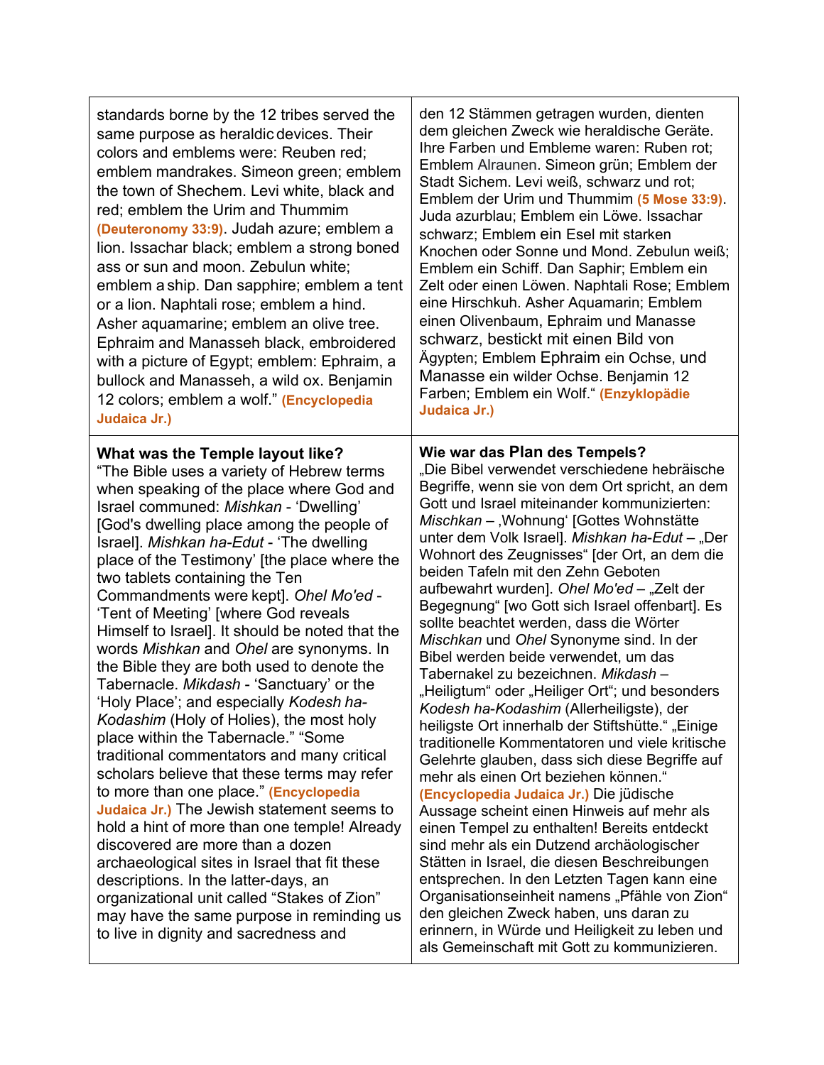| | |
|---|---|
| standards borne by the 12 tribes served the same purpose as heraldic devices. Their colors and emblems were: Reuben red; emblem mandrakes. Simeon green; emblem the town of Shechem. Levi white, black and red; emblem the Urim and Thummim **(Deuteronomy 33:9)**. Judah azure; emblem a lion. Issachar black; emblem a strong boned ass or sun and moon. Zebulun white; emblem a ship. Dan sapphire; emblem a tent or a lion. Naphtali rose; emblem a hind. Asher aquamarine; emblem an olive tree. Ephraim and Manasseh black, embroidered with a picture of Egypt; emblem: Ephraim, a bullock and Manasseh, a wild ox. Benjamin 12 colors; emblem a wolf." **(Encyclopedia Judaica Jr.)** | den 12 Stämmen getragen wurden, dienten dem gleichen Zweck wie heraldische Geräte. Ihre Farben und Embleme waren: Ruben rot; Emblem Alraunen. Simeon grün; Emblem der Stadt Sichem. Levi weiß, schwarz und rot; Emblem der Urim und Thummim **(5 Mose 33:9)**. Juda azurblau; Emblem ein Löwe. Issachar schwarz; Emblem ein Esel mit starken Knochen oder Sonne und Mond. Zebulun weiß; Emblem ein Schiff. Dan Saphir; Emblem ein Zelt oder einen Löwen. Naphtali Rose; Emblem eine Hirschkuh. Asher Aquamarin; Emblem einen Olivenbaum, Ephraim und Manasse schwarz, bestickt mit einen Bild von Ägypten; Emblem Ephraim ein Ochse, und Manasse ein wilder Ochse. Benjamin 12 Farben; Emblem ein Wolf.“ **(Enzyklopädie Judaica Jr.)** |
| **What was the Temple layout like?** "The Bible uses a variety of Hebrew terms when speaking of the place where God and Israel communed: *Mishkan* - 'Dwelling' [God's dwelling place among the people of Israel]. *Mishkan ha-Edut* - 'The dwelling place of the Testimony' [the place where the two tablets containing the Ten Commandments were kept]. *Ohel Mo'ed* - 'Tent of Meeting' [where God reveals Himself to Israel]. It should be noted that the words *Mishkan* and *Ohel* are synonyms. In the Bible they are both used to denote the Tabernacle. *Mikdash* - 'Sanctuary' or the 'Holy Place'; and especially *Kodesh ha-Kodashim* (Holy of Holies), the most holy place within the Tabernacle." "Some traditional commentators and many critical scholars believe that these terms may refer to more than one place." **(Encyclopedia Judaica Jr.)** The Jewish statement seems to hold a hint of more than one temple! Already discovered are more than a dozen archaeological sites in Israel that fit these descriptions. In the latter-days, an organizational unit called "Stakes of Zion" may have the same purpose in reminding us to live in dignity and sacredness and | **Wie war das Plan des Tempels?** „Die Bibel verwendet verschiedene hebräische Begriffe, wenn sie von dem Ort spricht, an dem Gott und Israel miteinander kommunizierten: *Mischkan* – ‚Wohnung‘ [Gottes Wohnstätte unter dem Volk Israel]. *Mishkan ha-Edut* – „Der Wohnort des Zeugnisses“ [der Ort, an dem die beiden Tafeln mit den Zehn Geboten aufbewahrt wurden]. *Ohel Mo'ed* – „Zelt der Begegnung“ [wo Gott sich Israel offenbart]. Es sollte beachtet werden, dass die Wörter *Mischkan* und *Ohel* Synonyme sind. In der Bibel werden beide verwendet, um das Tabernakel zu bezeichnen. *Mikdash* – „Heiligtum“ oder „Heiliger Ort“; und besonders *Kodesh ha-Kodashim* (Allerheiligste), der heiligste Ort innerhalb der Stiftshütte.“ „Einige traditionelle Kommentatoren und viele kritische Gelehrte glauben, dass sich diese Begriffe auf mehr als einen Ort beziehen können.“ **(Encyclopedia Judaica Jr.)** Die jüdische Aussage scheint einen Hinweis auf mehr als einen Tempel zu enthalten! Bereits entdeckt sind mehr als ein Dutzend archäologischer Stätten in Israel, die diesen Beschreibungen entsprechen. In den Letzten Tagen kann eine Organisationseinheit namens „Pfähle von Zion“ den gleichen Zweck haben, uns daran zu erinnern, in Würde und Heiligkeit zu leben und als Gemeinschaft mit Gott zu kommunizieren. |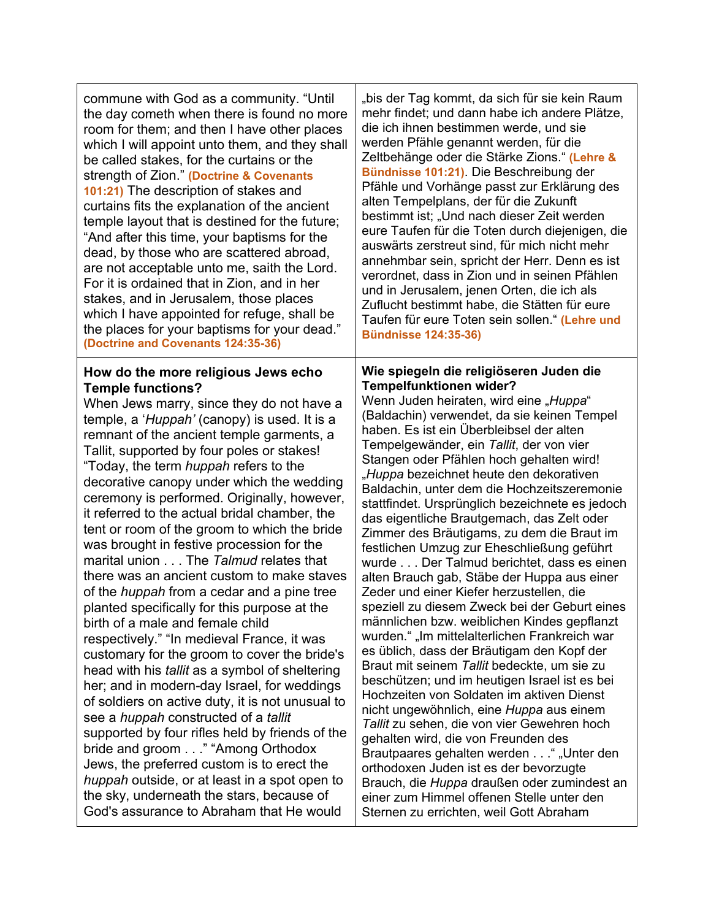| | |
|---|---|
| commune with God as a community. "Until the day cometh when there is found no more room for them; and then I have other places which I will appoint unto them, and they shall be called stakes, for the curtains or the strength of Zion." **(Doctrine & Covenants 101:21)** The description of stakes and curtains fits the explanation of the ancient temple layout that is destined for the future; "And after this time, your baptisms for the dead, by those who are scattered abroad, are not acceptable unto me, saith the Lord. For it is ordained that in Zion, and in her stakes, and in Jerusalem, those places which I have appointed for refuge, shall be the places for your baptisms for your dead." **(Doctrine and Covenants 124:35-36)** | „bis der Tag kommt, da sich für sie kein Raum mehr findet; und dann habe ich andere Plätze, die ich ihnen bestimmen werde, und sie werden Pfähle genannt werden, für die Zeltbehänge oder die Stärke Zions." **(Lehre & Bündnisse 101:21)**. Die Beschreibung der Pfähle und Vorhänge passt zur Erklärung des alten Tempelplans, der für die Zukunft bestimmt ist; „Und nach dieser Zeit werden eure Taufen für die Toten durch diejenigen, die auswärts zerstreut sind, für mich nicht mehr annehmbar sein, spricht der Herr. Denn es ist verordnet, dass in Zion und in seinen Pfählen und in Jerusalem, jenen Orten, die ich als Zuflucht bestimmt habe, die Stätten für eure Taufen für eure Toten sein sollen." **(Lehre und Bündnisse 124:35-36)** |
| **How do the more religious Jews echo Temple functions?** When Jews marry, since they do not have a temple, a '*Huppah'* (canopy) is used. It is a remnant of the ancient temple garments, a Tallit, supported by four poles or stakes! "Today, the term *huppah* refers to the decorative canopy under which the wedding ceremony is performed. Originally, however, it referred to the actual bridal chamber, the tent or room of the groom to which the bride was brought in festive procession for the marital union . . . The *Talmud* relates that there was an ancient custom to make staves of the *huppah* from a cedar and a pine tree planted specifically for this purpose at the birth of a male and female child respectively." "In medieval France, it was customary for the groom to cover the bride's head with his *tallit* as a symbol of sheltering her; and in modern-day Israel, for weddings of soldiers on active duty, it is not unusual to see a *huppah* constructed of a *tallit* supported by four rifles held by friends of the bride and groom . . ." "Among Orthodox Jews, the preferred custom is to erect the *huppah* outside, or at least in a spot open to the sky, underneath the stars, because of God's assurance to Abraham that He would | **Wie spiegeln die religiöseren Juden die Tempelfunktionen wider?** Wenn Juden heiraten, wird eine „*Huppa*" (Baldachin) verwendet, da sie keinen Tempel haben. Es ist ein Überbleibsel der alten Tempelgewänder, ein *Tallit*, der von vier Stangen oder Pfählen hoch gehalten wird! „*Huppa* bezeichnet heute den dekorativen Baldachin, unter dem die Hochzeitszeremonie stattfindet. Ursprünglich bezeichnete es jedoch das eigentliche Brautgemach, das Zelt oder Zimmer des Bräutigams, zu dem die Braut im festlichen Umzug zur Eheschließung geführt wurde . . . Der Talmud berichtet, dass es einen alten Brauch gab, Stäbe der Huppa aus einer Zeder und einer Kiefer herzustellen, die speziell zu diesem Zweck bei der Geburt eines männlichen bzw. weiblichen Kindes gepflanzt wurden." „Im mittelalterlichen Frankreich war es üblich, dass der Bräutigam den Kopf der Braut mit seinem *Tallit* bedeckte, um sie zu beschützen; und im heutigen Israel ist es bei Hochzeiten von Soldaten im aktiven Dienst nicht ungewöhnlich, eine *Huppa* aus einem *Tallit* zu sehen, die von vier Gewehren hoch gehalten wird, die von Freunden des Brautpaares gehalten werden . . ." „Unter den orthodoxen Juden ist es der bevorzugte Brauch, die *Huppa* draußen oder zumindest an einer zum Himmel offenen Stelle unter den Sternen zu errichten, weil Gott Abraham |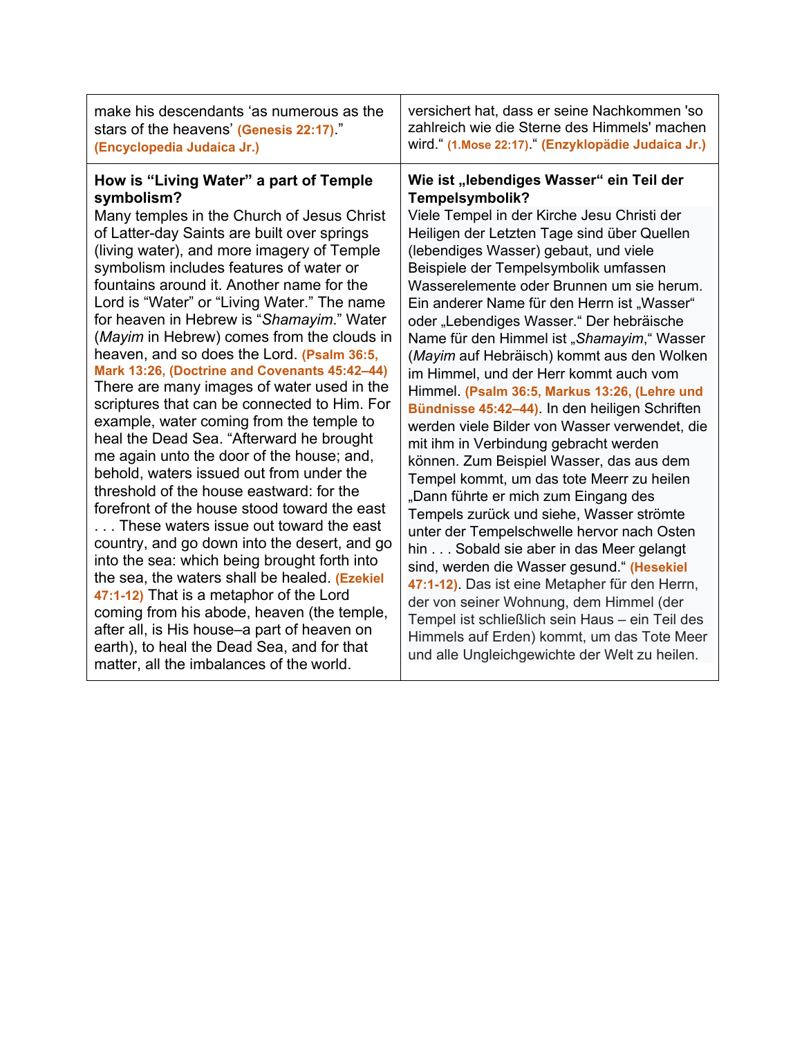| | |
|---|---|
| make his descendants 'as numerous as the stars of the heavens' **(Genesis 22:17)**." **(Encyclopedia Judaica Jr.)** | versichert hat, dass er seine Nachkommen 'so zahlreich wie die Sterne des Himmels' machen wird." **(1.Mose 22:17)**." **(Enzyklopädie Judaica Jr.)** |
| **How is "Living Water" a part of Temple symbolism?** Many temples in the Church of Jesus Christ of Latter-day Saints are built over springs (living water), and more imagery of Temple symbolism includes features of water or fountains around it. Another name for the Lord is "Water" or "Living Water." The name for heaven in Hebrew is "*Shamayim*." Water (*Mayim* in Hebrew) comes from the clouds in heaven, and so does the Lord. **(Psalm 36:5, Mark 13:26, (Doctrine and Covenants 45:42–44)** There are many images of water used in the scriptures that can be connected to Him. For example, water coming from the temple to heal the Dead Sea. "Afterward he brought me again unto the door of the house; and, behold, waters issued out from under the threshold of the house eastward: for the forefront of the house stood toward the east . . . These waters issue out toward the east country, and go down into the desert, and go into the sea: which being brought forth into the sea, the waters shall be healed. **(Ezekiel 47:1-12)** That is a metaphor of the Lord coming from his abode, heaven (the temple, after all, is His house–a part of heaven on earth), to heal the Dead Sea, and for that matter, all the imbalances of the world. | **Wie ist „lebendiges Wasser" ein Teil der Tempelsymbolik?** Viele Tempel in der Kirche Jesu Christi der Heiligen der Letzten Tage sind über Quellen (lebendiges Wasser) gebaut, und viele Beispiele der Tempelsymbolik umfassen Wasserelemente oder Brunnen um sie herum. Ein anderer Name für den Herrn ist „Wasser" oder „Lebendiges Wasser." Der hebräische Name für den Himmel ist „*Shamayim*," Wasser (*Mayim* auf Hebräisch) kommt aus den Wolken im Himmel, und der Herr kommt auch vom Himmel. **(Psalm 36:5, Markus 13:26, (Lehre und Bündnisse 45:42–44)**. In den heiligen Schriften werden viele Bilder von Wasser verwendet, die mit ihm in Verbindung gebracht werden können. Zum Beispiel Wasser, das aus dem Tempel kommt, um das tote Meerr zu heilen „Dann führte er mich zum Eingang des Tempels zurück und siehe, Wasser strömte unter der Tempelschwelle hervor nach Osten hin . . . Sobald sie aber in das Meer gelangt sind, werden die Wasser gesund." **(Hesekiel 47:1-12)**. Das ist eine Metapher für den Herrn, der von seiner Wohnung, dem Himmel (der Tempel ist schließlich sein Haus – ein Teil des Himmels auf Erden) kommt, um das Tote Meer und alle Ungleichgewichte der Welt zu heilen. |